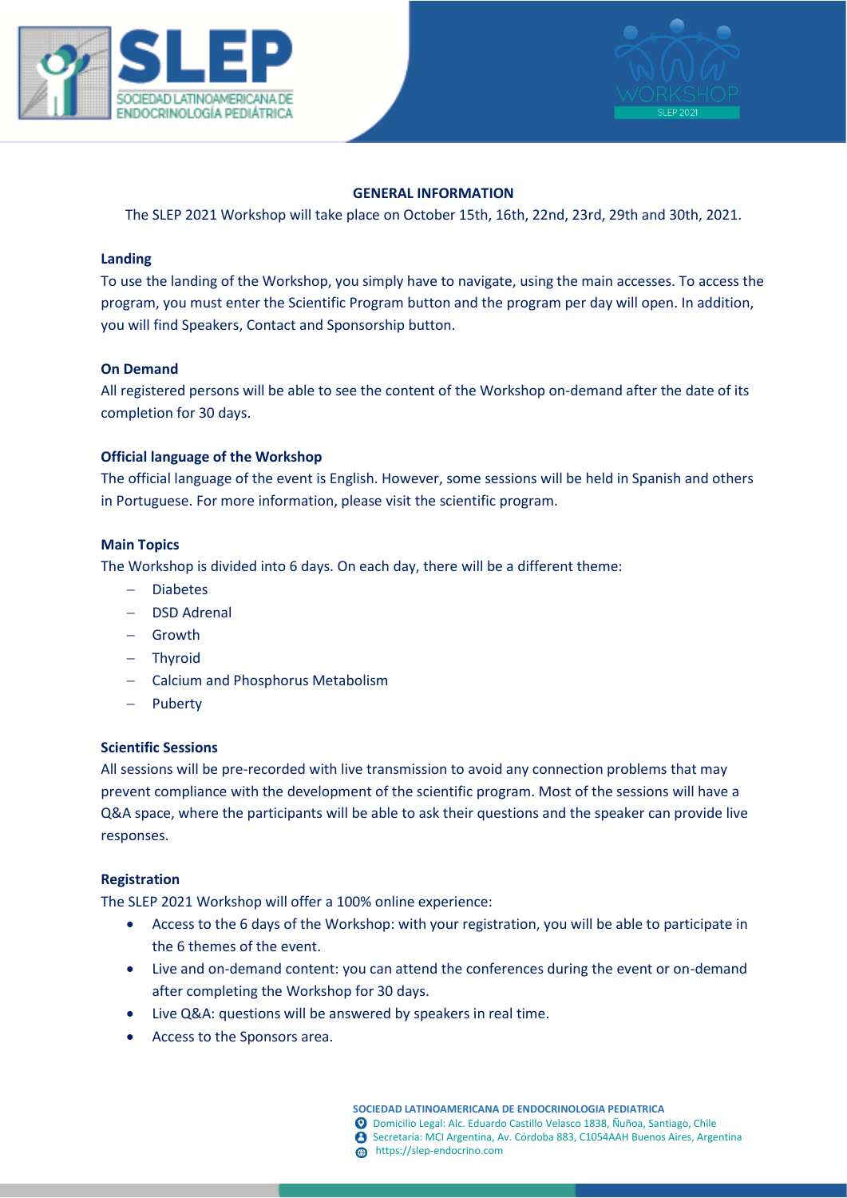## GENERAL INFORMATION

The SLEP 2021 Workshop will take place on October 15th, 16th, 22nd, 23rd, 29th and 30th, 2021.

**Landing**

To use the landing of the Workshop, you simply have to navigate, using the main accesses. To access the program, you must enter the Scientific Program button and the program per day will open. In addition, you will find Speakers, Contact and Sponsorship button.

**On Demand**

All registered persons will be able to see the content of the Workshop on-demand after the date of its completion for 30 days.

**Official language of the Workshop**

The official language of the event is English. However, some sessions will be held in Spanish and others in Portuguese. For more information, please visit the scientific program.

**Main Topics**

The Workshop is divided into 6 days. On each day, there will be a different theme:

- Diabetes
- DSD Adrenal
- Growth
- Thyroid
- Calcium and Phosphorus Metabolism
- Puberty

**Scientific Sessions**

All sessions will be pre-recorded with live transmission to avoid any connection problems that may prevent compliance with the development of the scientific program. Most of the sessions will have a Q&A space, where the participants will be able to ask their questions and the speaker can provide live responses.

**Registration**

The SLEP 2021 Workshop will offer a 100% online experience:

- Access to the 6 days of the Workshop: with your registration, you will be able to participate in the 6 themes of the event.
- Live and on-demand content: you can attend the conferences during the event or on-demand after completing the Workshop for 30 days.
- Live Q&A: questions will be answered by speakers in real time.
- Access to the Sponsors area.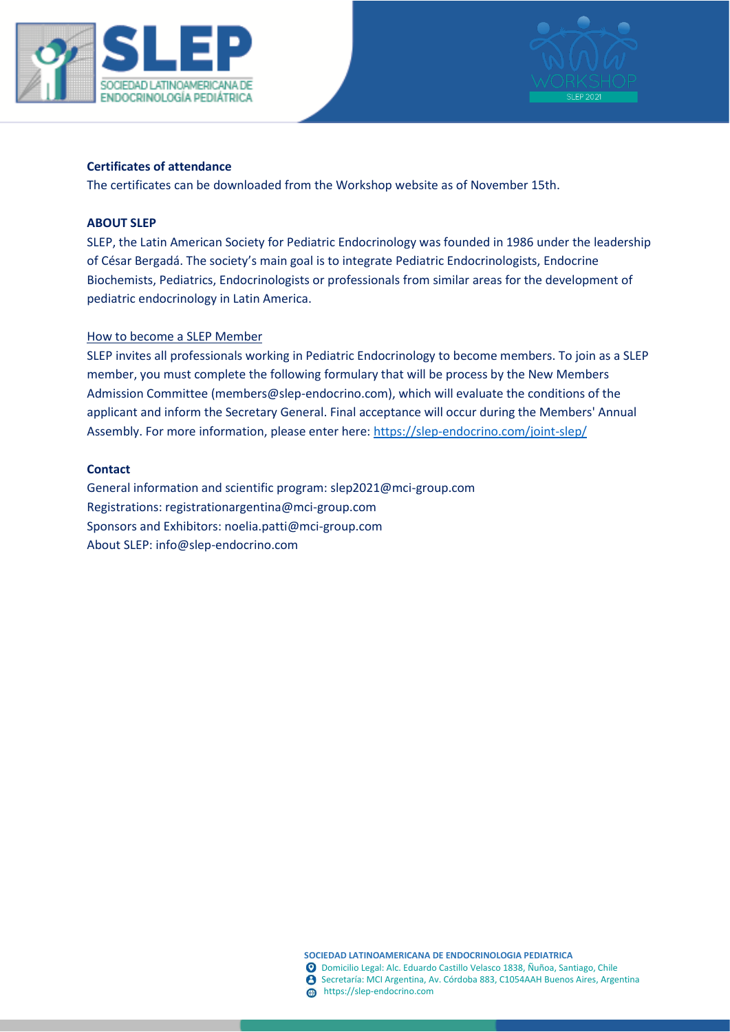**Certificates of attendance**

The certificates can be downloaded from the Workshop website as of November 15th.

**ABOUT SLEP**

SLEP, the Latin American Society for Pediatric Endocrinology was founded in 1986 under the leadership of César Bergadá. The society's main goal is to integrate Pediatric Endocrinologists, Endocrine Biochemists, Pediatrics, Endocrinologists or professionals from similar areas for the development of pediatric endocrinology in Latin America.

How to become a SLEP Member

SLEP invites all professionals working in Pediatric Endocrinology to become members. To join as a SLEP member, you must complete the following formulary that will be process by the New Members Admission Committee (members@slep-endocrino.com), which will evaluate the conditions of the applicant and inform the Secretary General. Final acceptance will occur during the Members' Annual Assembly. For more information, please enter here: https://slep-endocrino.com/joint-slep/

**Contact**

General information and scientific program: slep2021@mci-group.com
Registrations: registrationargentina@mci-group.com
Sponsors and Exhibitors: noelia.patti@mci-group.com
About SLEP: info@slep-endocrino.com